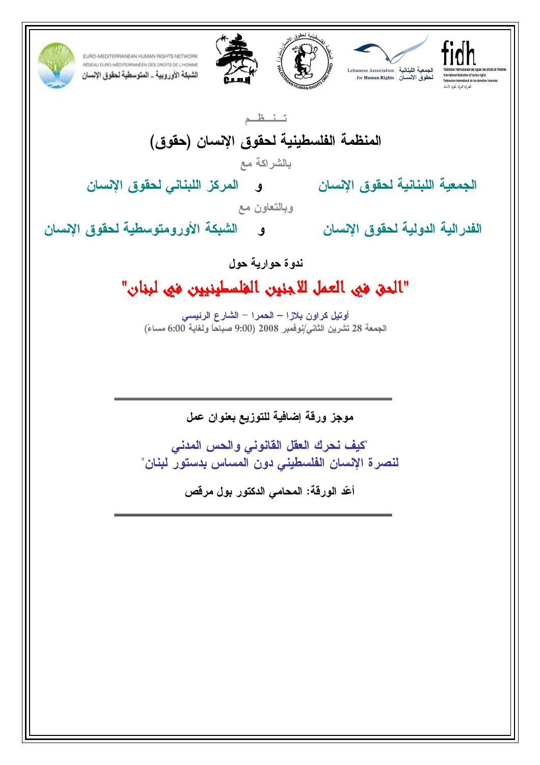EURO-MEDITERRANEAN HUMAN RIGHTS NETWORK
RÉSEAU EURO-MÉDITERRANÉEN DES DROITS DE L'HOMME
الشبكة الأوروبية ـ المتوسطية لحقوق الإنسان

Lebanese Association for Human Rights الجمعية اللبنانية لحقوق الانسان

fidh

تـنـظـم

## المنظمة الفلسطينية لحقوق الإنسان (حقوق)

بالشراكة مع

**الجمعية اللبنانية لحقوق الإنسان و المركز اللبناني لحقوق الإنسان**

وبالتعاون مع

**الفدرالية الدولية لحقوق الإنسان و الشبكة الأورومتوسطية لحقوق الإنسان**

**ندوة حوارية حول**

# "الحق في العمل للاجئين الفلسطينيين في لبنان"

أوتيل كراون بلازا – الحمرا – الشارع الرئيسي

الجمعة 28 تشرين الثاني/نوفمبر 2008 (9:00 صباحاً ولغاية 6:00 مساءً)

---

**موجز ورقة إضافية للتوزيع بعنوان عمل**

"كيف نحرك العقل القانوني والحس المدني لنصرة الإنسان الفلسطيني دون المساس بدستور لبنان"

**أعدّ الورقة: المحامي الدكتور بول مرقص**

---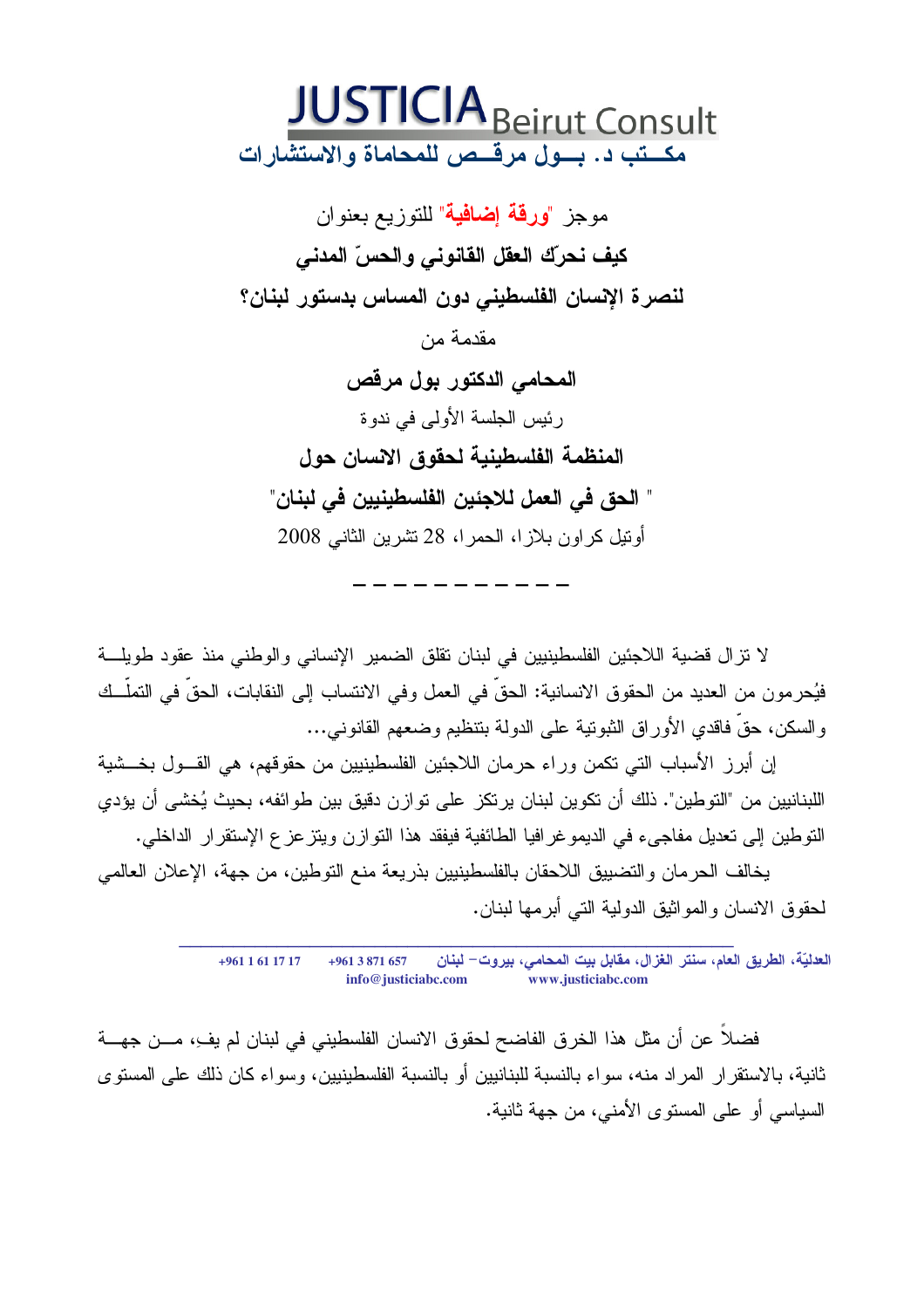# JUSTICIA Beirut Consult

**مكـتب د. بـول مرقـص للمحاماة والاستشارات**

موجز "**ورقة إضافية**" للتوزيع بعنوان

**كيف نحرّك العقل القانوني والحسّ المدني**

**لنصرة الإنسان الفلسطيني دون المساس بدستور لبنان؟**

مقدمة من

**المحامي الدكتور بول مرقص**

رئيس الجلسة الأولى في ندوة

**المنظمة الفلسطينية لحقوق الانسان حول**

" **الحق في العمل للاجئين الفلسطينيين في لبنان**"

أوتيل كراون بلازا، الحمراء، 28 تشرين الثاني 2008

---

لا تزال قضية اللاجئين الفلسطينيين في لبنان تقلق الضمير الإنساني والوطني منذ عقود طويلة فيُحرمون من العديد من الحقوق الانسانية: الحقّ في العمل وفي الانتساب إلى النقابات، الحقّ في التملّك والسكن، حقّ فاقدي الأوراق الثبوتية على الدولة بتنظيم وضعهم القانوني...

إن أبرز الأسباب التي تكمن وراء حرمان اللاجئين الفلسطينيين من حقوقهم، هي القول بخشية اللبنانيين من "التوطين". ذلك أن تكوين لبنان يرتكز على توازن دقيق بين طوائفه، بحيث يُخشى أن يؤدي التوطين إلى تعديل مفاجيء في الديموغرافيا الطائفية فيفقد هذا التوازن ويتزعزع الإستقرار الداخلي.

يخالف الحرمان والتضييق اللاحقان بالفلسطينيين بذريعة منع التوطين، من جهة، الإعلان العالمي لحقوق الانسان والمواثيق الدولية التي أبرمها لبنان.

فضلاً عن أن مثل هذا الخرق الفاضح لحقوق الانسان الفلسطيني في لبنان لم يفِ، من جهة ثانية، بالاستقرار المراد منه، سواء بالنسبة للبنانيين أو بالنسبة الفلسطينيين، وسواء كان ذلك على المستوى السياسي أو على المستوى الأمني، من جهة ثانية.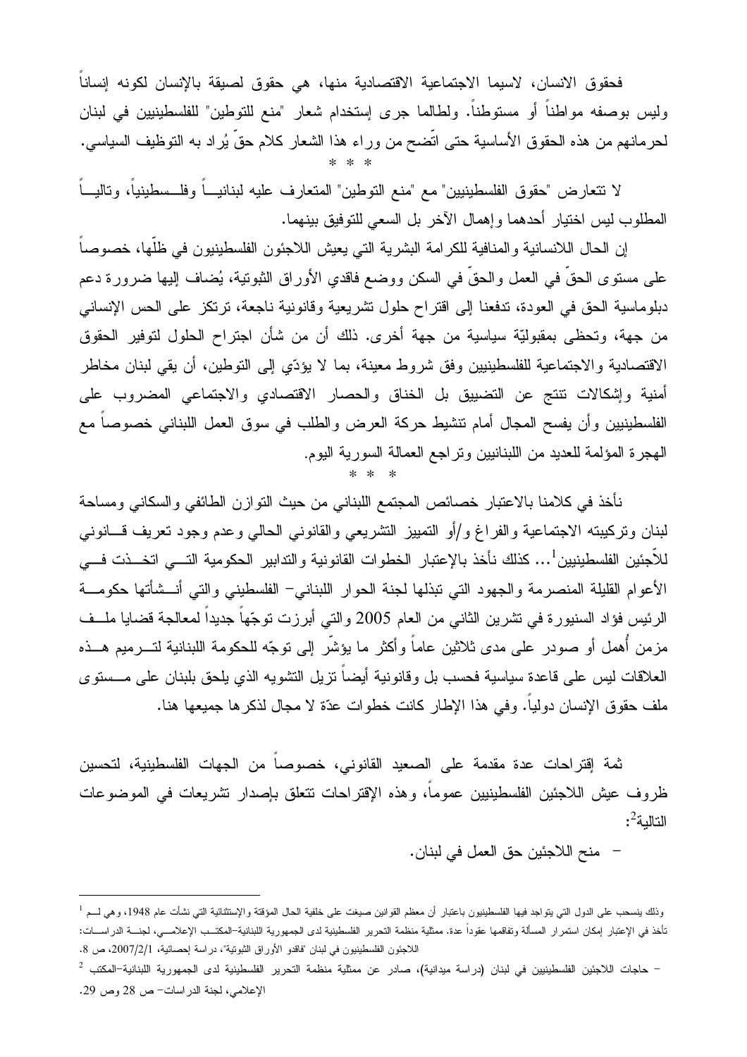فحقوق الانسان، لاسيما الاجتماعية الاقتصادية منها، هي حقوق لصيقة بالإنسان لكونه إنساناً وليس بوصفه مواطناً أو مستوطناً. ولطالما جرى إستخدام شعار "منع للتوطين" للفلسطينيين في لبنان لحرمانهم من هذه الحقوق الأساسية حتى اتّضح من وراء هذا الشعار كلام حقّ يُراد به التوظيف السياسي.

* * *

لا تتعارض "حقوق الفلسطينيين" مع "منع التوطين" المتعارف عليه لبنانياً وفلسطينياً، وتالياً المطلوب ليس اختيار أحدهما وإهمال الآخر بل السعي للتوفيق بينهما.

إن الحال اللانسانية والمنافية للكرامة البشرية التي يعيش اللاجئون الفلسطينيون في ظلّها، خصوصاً على مستوى الحقّ في العمل والحقّ في السكن ووضع فاقدي الأوراق الثبوتية، يُضاف إليها ضرورة دعم دبلوماسية الحق في العودة، تدفعنا إلى اقتراح حلول تشريعية وقانونية ناجعة، ترتكز على الحس الإنساني من جهة، وتحظى بمقبوليّة سياسية من جهة أخرى. ذلك أن من شأن اجتراح الحلول لتوفير الحقوق الاقتصادية والاجتماعية للفلسطينيين وفق شروط معينة، بما لا يؤدّي إلى التوطين، أن يقي لبنان مخاطر أمنية وإشكالات تنتج عن التضييق بل الخناق والحصار الاقتصادي والاجتماعي المضروب على الفلسطينيين وأن يفسح المجال أمام تنشيط حركة العرض والطلب في سوق العمل اللبناني خصوصاً مع الهجرة المؤلمة للعديد من اللبنانيين وتراجع العمالة السورية اليوم.

* * *

نأخذ في كلامنا بالاعتبار خصائص المجتمع اللبناني من حيث التوازن الطائفي والسكاني ومساحة لبنان وتركيبته الاجتماعية والفراغ و/أو التمييز التشريعي والقانوني الحالي وعدم وجود تعريف قانوني للاّجئين الفلسطينيين[1]... كذلك نأخذ بالإعتبار الخطوات القانونية والتدابير الحكومية التي اتخذت في الأعوام القليلة المنصرمة والجهود التي تبذلها لجنة الحوار اللبناني– الفلسطيني والتي أنشأتها حكومة الرئيس فؤاد السنيورة في تشرين الثاني من العام 2005 والتي أبرزت توجّهاً جديداً لمعالجة قضايا ملف مزمن أُهمل أو صودر على مدى ثلاثين عاماً وأكثر ما يؤشّر إلى توجّه للحكومة اللبنانية لترميم هذه العلاقات ليس على قاعدة سياسية فحسب بل وقانونية أيضاً تزيل التشويه الذي يلحق بلبنان على مستوى ملف حقوق الإنسان دولياً. وفي هذا الإطار كانت خطوات عدّة لا مجال لذكرها جميعها هنا.

ثمة إقتراحات عدة مقدمة على الصعيد القانوني، خصوصاً من الجهات الفلسطينية، لتحسين ظروف عيش اللاجئين الفلسطينيين عموماً، وهذه الإقتراحات تتعلق بإصدار تشريعات في الموضوعات التالية[2]:

- منح اللاجئين حق العمل في لبنان.

---

[1] وذلك ينسحب على الدول التي يتواجد فيها الفلسطينيون باعتبار أن معظم القوانين صيغت على خلفية الحال المؤقتة والإستثنائية التي نشأت عام 1948، وهي لم تأخذ في الإعتبار إمكان استمرار المسألة وتفاقمها عقوداً عدة. ممثلية منظمة التحرير الفلسطينية لدى الجمهورية اللبنانية–المكتب الإعلامي، لجنة الدراسات: اللاجئون الفلسطينيون في لبنان "فاقدو الأوراق الثبوتية"، دراسة إحصائية، 2007/2/1، ص 8.

[2] – حاجات اللاجئين الفلسطينيين في لبنان (دراسة ميدانية)، صادر عن ممثلية منظمة التحرير الفلسطينية لدى الجمهورية اللبنانية–المكتب الإعلامي، لجنة الدراسات– ص 28 وص 29.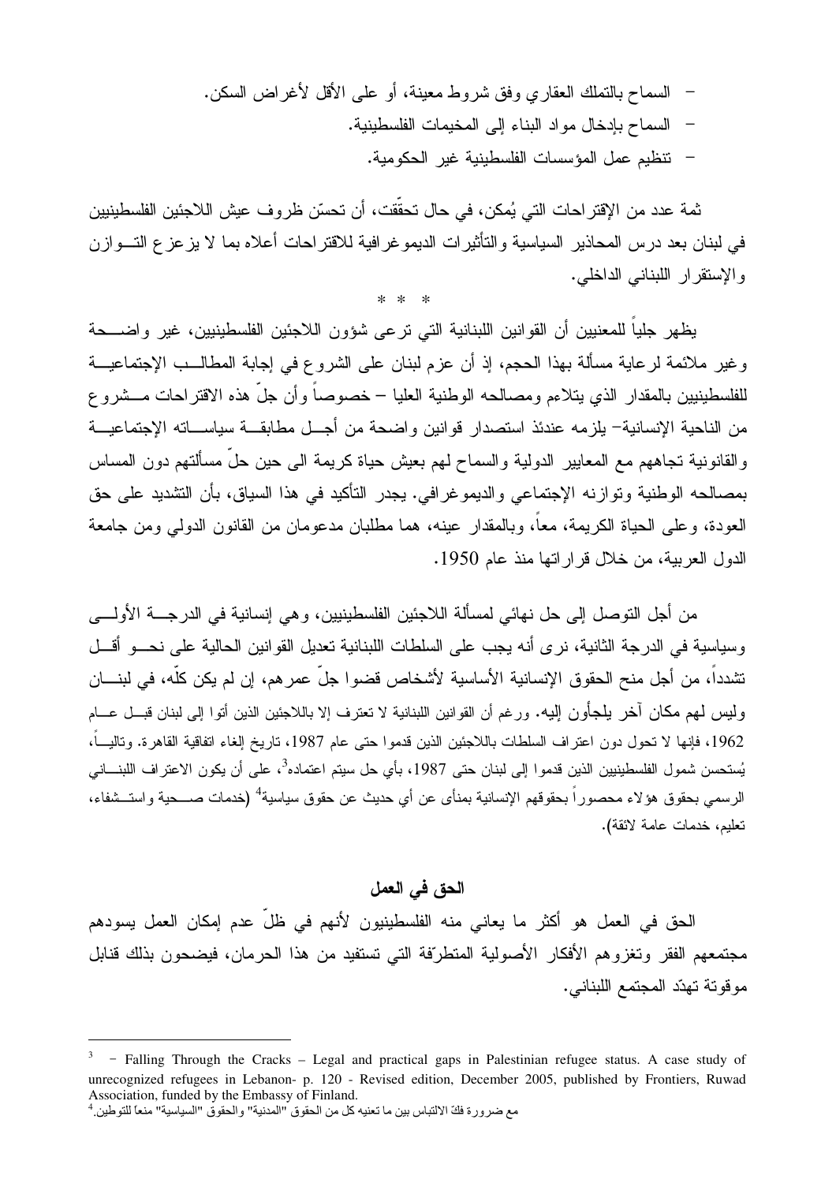- السماح بالتملك العقاري وفق شروط معينة، أو على الأقل لأغراض السكن.
- السماح بإدخال مواد البناء إلى المخيمات الفلسطينية.
- تنظيم عمل المؤسسات الفلسطينية غير الحكومية.

ثمة عدد من الإقتراحات التي يُمكن، في حال تحقّقت، أن تحسّن ظروف عيش اللاجئين الفلسطينيين في لبنان بعد درس المحاذير السياسية والتأثيرات الديموغرافية للاقتراحات أعلاه بما لا يزعزع التوازن والإستقرار اللبناني الداخلي.

\* \* \*

يظهر جلياً للمعنيين أن القوانين اللبنانية التي ترعى شؤون اللاجئين الفلسطينيين، غير واضحة وغير ملائمة لرعاية مسألة بهذا الحجم، إذ أن عزم لبنان على الشروع في إجابة المطالب الإجتماعية للفلسطينيين بالمقدار الذي يتلاءم ومصالحه الوطنية العليا – خصوصاً وأن جلّ هذه الاقتراحات مشروع من الناحية الإنسانية– يلزمه عندئذ استصدار قوانين واضحة من أجل مطابقة سياساته الإجتماعية والقانونية تجاههم مع المعايير الدولية والسماح لهم بعيش حياة كريمة الى حين حلّ مسألتهم دون المساس بمصالحه الوطنية وتوازنه الإجتماعي والديموغرافي. يجدر التأكيد في هذا السياق، بأن التشديد على حق العودة، وعلى الحياة الكريمة، معاً، وبالمقدار عينه، هما مطلبان مدعومان من القانون الدولي ومن جامعة الدول العربية، من خلال قراراتها منذ عام 1950.

من أجل التوصل إلى حل نهائي لمسألة اللاجئين الفلسطينيين، وهي إنسانية في الدرجة الأولى وسياسية في الدرجة الثانية، نرى أنه يجب على السلطات اللبنانية تعديل القوانين الحالية على نحو أقل تشدداً، من أجل منح الحقوق الإنسانية الأساسية لأشخاص قضوا جلّ عمرهم، إن لم يكن كلّه، في لبنان وليس لهم مكان آخر يلجأون إليه. ورغم أن القوانين اللبنانية لا تعترف إلا باللاجئين الذين أتوا إلى لبنان قبل عام 1962، فإنها لا تحول دون اعتراف السلطات باللاجئين الذين قدموا حتى عام 1987، تاريخ إلغاء اتفاقية القاهرة. وتالياً، يُستحسن شمول الفلسطينيين الذين قدموا إلى لبنان حتى 1987، بأي حل سيتم اعتماده[3]، على أن يكون الاعتراف اللبناني الرسمي بحقوق هؤلاء محصوراً بحقوقهم الإنسانية بمنأى عن أي حديث عن حقوق سياسية[4] (خدمات صحية واستشفاء، تعليم، خدمات عامة لائقة).

## الحق في العمل

الحق في العمل هو أكثر ما يعاني منه الفلسطينيون لأنهم في ظلّ عدم إمكان العمل يسودهم مجتمعهم الفقر وتغزوهم الأفكار الأصولية المتطرّفة التي تستفيد من هذا الحرمان، فيضحون بذلك قنابل موقوتة تهدّد المجتمع اللبناني.

---

[3] - Falling Through the Cracks – Legal and practical gaps in Palestinian refugee status. A case study of unrecognized refugees in Lebanon- p. 120 - Revised edition, December 2005, published by Frontiers, Ruwad Association, funded by the Embassy of Finland.

[4] مع ضرورة فكّ الالتباس بين ما تعنيه كل من الحقوق "المدنية" والحقوق "السياسية" منعاً للتوطين.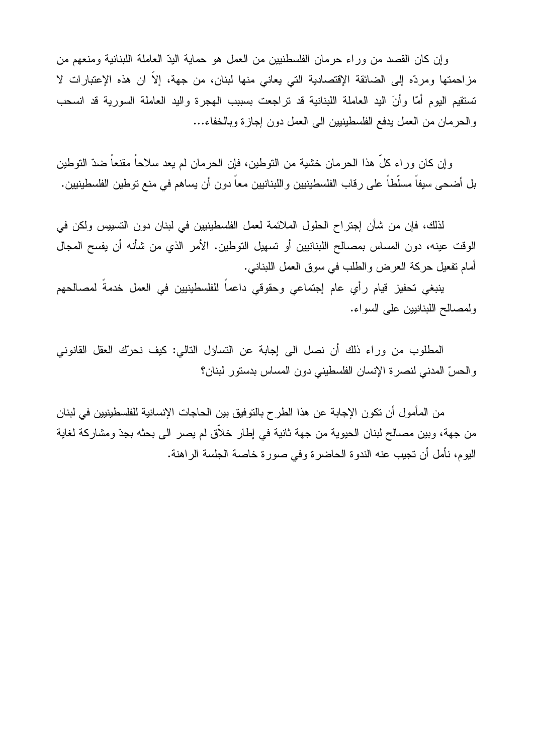وإن كان القصد من وراء حرمان الفلسطنيين من العمل هو حماية اليدّ العاملة اللبنانية ومنعهم من مزاحمتها ومردّه إلى الضائقة الإقتصادية التي يعاني منها لبنان، من جهة، إلاّ ان هذه الإعتبارات لا تستقيم اليوم أمّا وأنَ اليد العاملة اللبنانية قد تراجعت بسببب الهجرة واليد العاملة السورية قد انسحب والحرمان من العمل يدفع الفلسطينيين الى العمل دون إجازة وبالخفاء...

وإن كان وراء كلّ هذا الحرمان خشية من التوطين، فإن الحرمان لم يعد سلاحاً مقنعاً ضدّ التوطين بل أضحى سيفاً مسلّطاً على رقاب الفلسطينيين واللبنانيين معاً دون أن يساهم في منع توطين الفلسطينيين.

لذلك، فإن من شأن إجتراح الحلول الملائمة لعمل الفلسطينيين في لبنان دون التسييس ولكن في الوقت عينه، دون المساس بمصالح اللبنانيين أو تسهيل التوطين. الأمر الذي من شأنه أن يفسح المجال أمام تفعيل حركة العرض والطلب في سوق العمل اللبناني.

ينبغي تحفيز قيام رأي عام إجتماعي وحقوقي داعماً للفلسطينيين في العمل خدمةً لمصالحهم ولمصالح اللبنانيين على السواء.

المطلوب من وراء ذلك أن نصل الى إجابة عن التساؤل التالي: كيف نحرّك العقل القانوني والحسّ المدني لنصرة الإنسان الفلسطيني دون المساس بدستور لبنان؟

من المأمول أن تكون الإجابة عن هذا الطرح بالتوفيق بين الحاجات الإنسانية للفلسطينيين في لبنان من جهة، وبين مصالح لبنان الحيوية من جهة ثانية في إطار خلاّق لم يصر الى بحثه بجدّ ومشاركة لغاية اليوم، نأمل أن تجيب عنه الندوة الحاضرة وفي صورة خاصة الجلسة الراهنة.